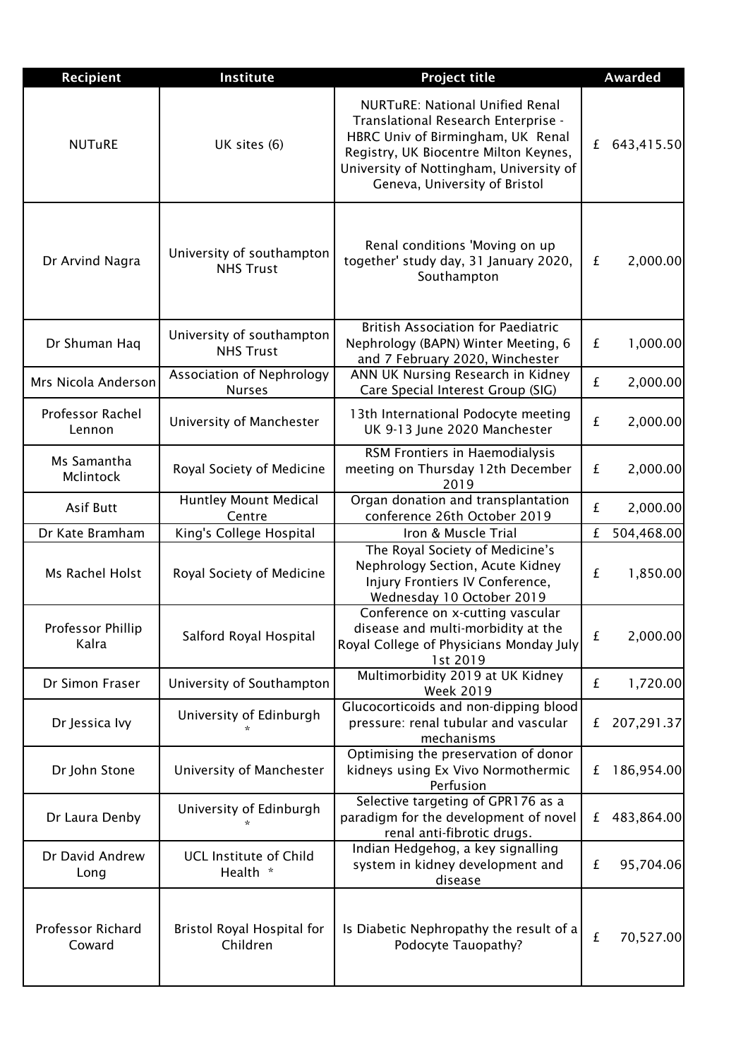| Recipient | Institute | Project title | Awarded |
|---|---|---|---|
| NUTuRE | UK sites (6) | NURTuRE: National Unified Renal Translational Research Enterprise - HBRC Univ of Birmingham, UK Renal Registry, UK Biocentre Milton Keynes, University of Nottingham, University of Geneva, University of Bristol | £ 643,415.50 |
| Dr Arvind Nagra | University of southampton NHS Trust | Renal conditions 'Moving on up together' study day, 31 January 2020, Southampton | £ 2,000.00 |
| Dr Shuman Haq | University of southampton NHS Trust | British Association for Paediatric Nephrology (BAPN) Winter Meeting, 6 and 7 February 2020, Winchester | £ 1,000.00 |
| Mrs Nicola Anderson | Association of Nephrology Nurses | ANN UK Nursing Research in Kidney Care Special Interest Group (SIG) | £ 2,000.00 |
| Professor Rachel Lennon | University of Manchester | 13th International Podocyte meeting UK 9-13 June 2020 Manchester | £ 2,000.00 |
| Ms Samantha Mclintock | Royal Society of Medicine | RSM Frontiers in Haemodialysis meeting on Thursday 12th December 2019 | £ 2,000.00 |
| Asif Butt | Huntley Mount Medical Centre | Organ donation and transplantation conference 26th October 2019 | £ 2,000.00 |
| Dr Kate Bramham | King's College Hospital | Iron & Muscle Trial | £ 504,468.00 |
| Ms Rachel Holst | Royal Society of Medicine | The Royal Society of Medicine's Nephrology Section, Acute Kidney Injury Frontiers IV Conference, Wednesday 10 October 2019 | £ 1,850.00 |
| Professor Phillip Kalra | Salford Royal Hospital | Conference on x-cutting vascular disease and multi-morbidity at the Royal College of Physicians Monday July 1st 2019 | £ 2,000.00 |
| Dr Simon Fraser | University of Southampton | Multimorbidity 2019 at UK Kidney Week 2019 | £ 1,720.00 |
| Dr Jessica Ivy | University of Edinburgh * | Glucocorticoids and non-dipping blood pressure: renal tubular and vascular mechanisms | £ 207,291.37 |
| Dr John Stone | University of Manchester | Optimising the preservation of donor kidneys using Ex Vivo Normothermic Perfusion | £ 186,954.00 |
| Dr Laura Denby | University of Edinburgh * | Selective targeting of GPR176 as a paradigm for the development of novel renal anti-fibrotic drugs. | £ 483,864.00 |
| Dr David Andrew Long | UCL Institute of Child Health * | Indian Hedgehog, a key signalling system in kidney development and disease | £ 95,704.06 |
| Professor Richard Coward | Bristol Royal Hospital for Children | Is Diabetic Nephropathy the result of a Podocyte Tauopathy? | £ 70,527.00 |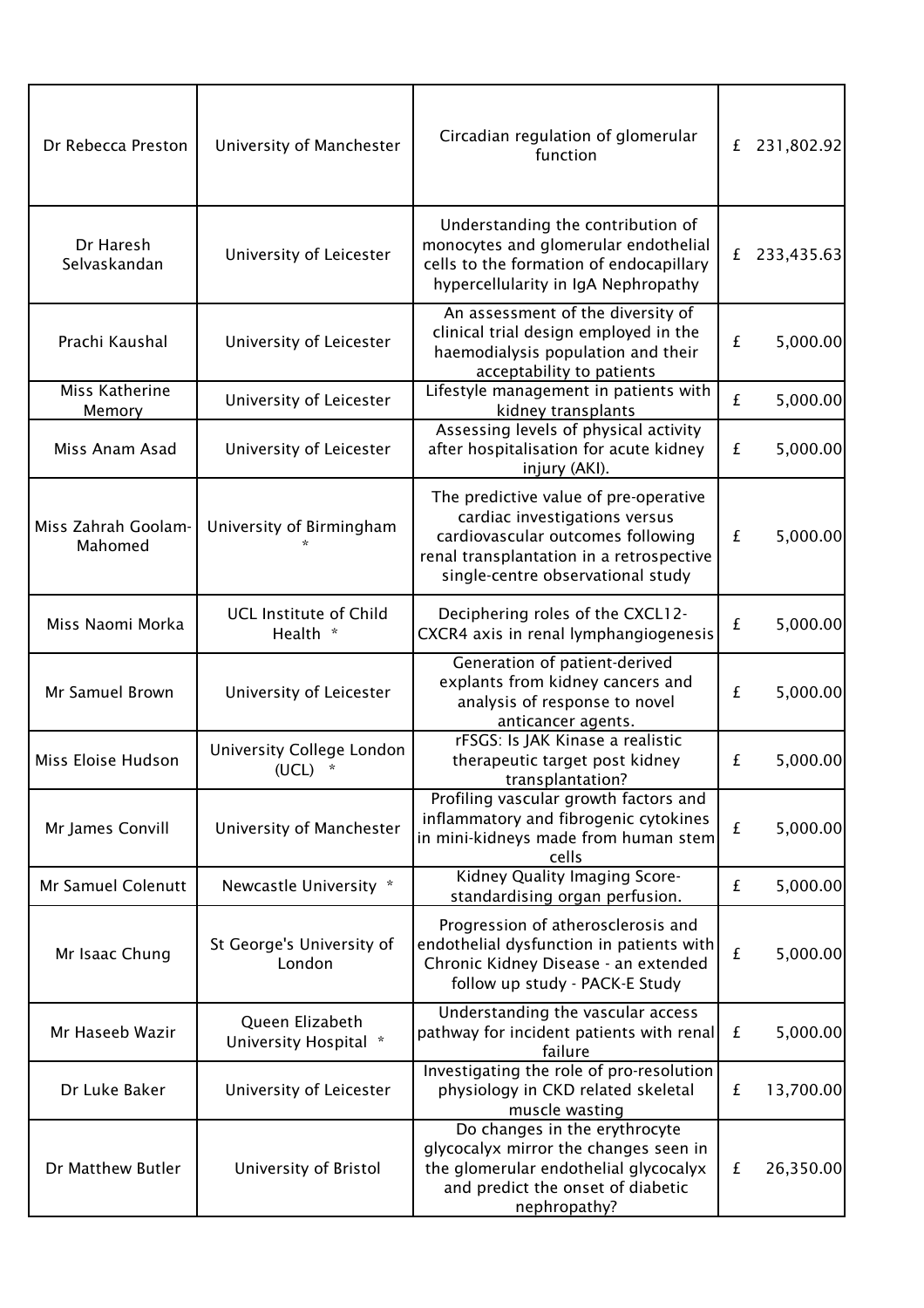| | | | |
|---|---|---|---|
| Dr Rebecca Preston | University of Manchester | Circadian regulation of glomerular function | £ 231,802.92 |
| Dr Haresh Selvaskandan | University of Leicester | Understanding the contribution of monocytes and glomerular endothelial cells to the formation of endocapillary hypercellularity in IgA Nephropathy | £ 233,435.63 |
| Prachi Kaushal | University of Leicester | An assessment of the diversity of clinical trial design employed in the haemodialysis population and their acceptability to patients | £ 5,000.00 |
| Miss Katherine Memory | University of Leicester | Lifestyle management in patients with kidney transplants | £ 5,000.00 |
| Miss Anam Asad | University of Leicester | Assessing levels of physical activity after hospitalisation for acute kidney injury (AKI). | £ 5,000.00 |
| Miss Zahrah Goolam-Mahomed | University of Birmingham * | The predictive value of pre-operative cardiac investigations versus cardiovascular outcomes following renal transplantation in a retrospective single-centre observational study | £ 5,000.00 |
| Miss Naomi Morka | UCL Institute of Child Health * | Deciphering roles of the CXCL12-CXCR4 axis in renal lymphangiogenesis | £ 5,000.00 |
| Mr Samuel Brown | University of Leicester | Generation of patient-derived explants from kidney cancers and analysis of response to novel anticancer agents. | £ 5,000.00 |
| Miss Eloise Hudson | University College London (UCL) * | rFSGS: Is JAK Kinase a realistic therapeutic target post kidney transplantation? | £ 5,000.00 |
| Mr James Convill | University of Manchester | Profiling vascular growth factors and inflammatory and fibrogenic cytokines in mini-kidneys made from human stem cells | £ 5,000.00 |
| Mr Samuel Colenutt | Newcastle University * | Kidney Quality Imaging Score-standardising organ perfusion. | £ 5,000.00 |
| Mr Isaac Chung | St George's University of London | Progression of atherosclerosis and endothelial dysfunction in patients with Chronic Kidney Disease - an extended follow up study - PACK-E Study | £ 5,000.00 |
| Mr Haseeb Wazir | Queen Elizabeth University Hospital * | Understanding the vascular access pathway for incident patients with renal failure | £ 5,000.00 |
| Dr Luke Baker | University of Leicester | Investigating the role of pro-resolution physiology in CKD related skeletal muscle wasting | £ 13,700.00 |
| Dr Matthew Butler | University of Bristol | Do changes in the erythrocyte glycocalyx mirror the changes seen in the glomerular endothelial glycocalyx and predict the onset of diabetic nephropathy? | £ 26,350.00 |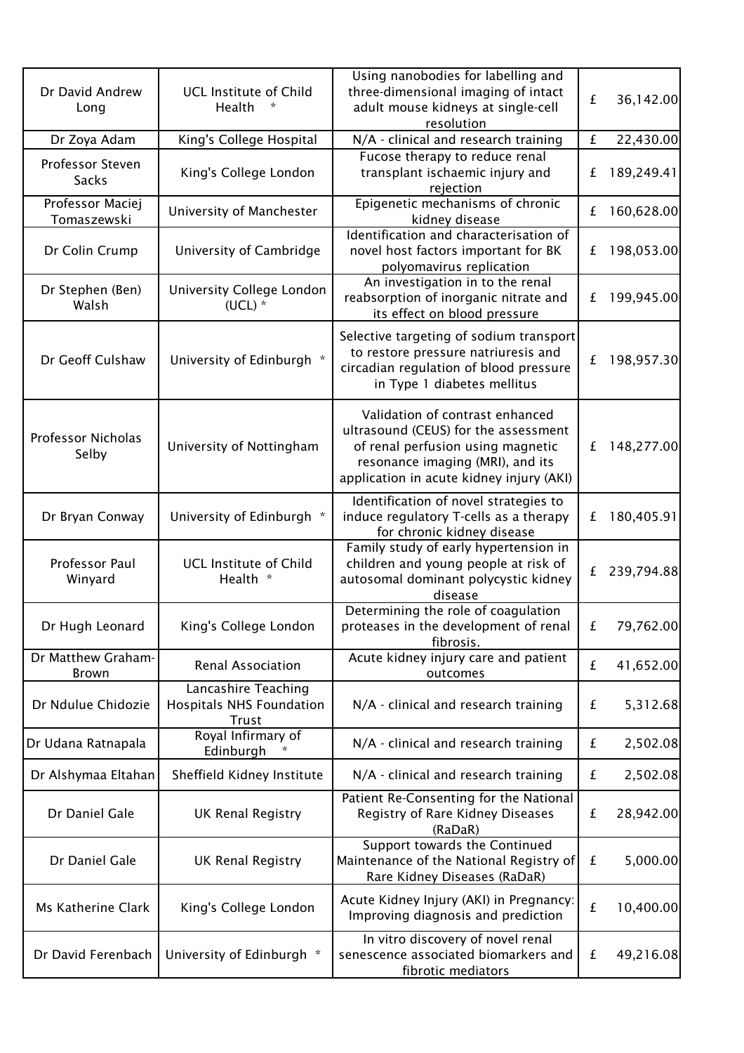| | | | |
|---|---|---|---|
| Dr David Andrew Long | UCL Institute of Child Health * | Using nanobodies for labelling and three-dimensional imaging of intact adult mouse kidneys at single-cell resolution | £ 36,142.00 |
| Dr Zoya Adam | King's College Hospital | N/A - clinical and research training | £ 22,430.00 |
| Professor Steven Sacks | King's College London | Fucose therapy to reduce renal transplant ischaemic injury and rejection | £ 189,249.41 |
| Professor Maciej Tomaszewski | University of Manchester | Epigenetic mechanisms of chronic kidney disease | £ 160,628.00 |
| Dr Colin Crump | University of Cambridge | Identification and characterisation of novel host factors important for BK polyomavirus replication | £ 198,053.00 |
| Dr Stephen (Ben) Walsh | University College London (UCL) * | An investigation in to the renal reabsorption of inorganic nitrate and its effect on blood pressure | £ 199,945.00 |
| Dr Geoff Culshaw | University of Edinburgh * | Selective targeting of sodium transport to restore pressure natriuresis and circadian regulation of blood pressure in Type 1 diabetes mellitus | £ 198,957.30 |
| Professor Nicholas Selby | University of Nottingham | Validation of contrast enhanced ultrasound (CEUS) for the assessment of renal perfusion using magnetic resonance imaging (MRI), and its application in acute kidney injury (AKI) | £ 148,277.00 |
| Dr Bryan Conway | University of Edinburgh * | Identification of novel strategies to induce regulatory T-cells as a therapy for chronic kidney disease | £ 180,405.91 |
| Professor Paul Winyard | UCL Institute of Child Health * | Family study of early hypertension in children and young people at risk of autosomal dominant polycystic kidney disease | £ 239,794.88 |
| Dr Hugh Leonard | King's College London | Determining the role of coagulation proteases in the development of renal fibrosis. | £ 79,762.00 |
| Dr Matthew Graham-Brown | Renal Association | Acute kidney injury care and patient outcomes | £ 41,652.00 |
| Dr Ndulue Chidozie | Lancashire Teaching Hospitals NHS Foundation Trust | N/A - clinical and research training | £ 5,312.68 |
| Dr Udana Ratnapala | Royal Infirmary of Edinburgh * | N/A - clinical and research training | £ 2,502.08 |
| Dr Alshymaa Eltahan | Sheffield Kidney Institute | N/A - clinical and research training | £ 2,502.08 |
| Dr Daniel Gale | UK Renal Registry | Patient Re-Consenting for the National Registry of Rare Kidney Diseases (RaDaR) | £ 28,942.00 |
| Dr Daniel Gale | UK Renal Registry | Support towards the Continued Maintenance of the National Registry of Rare Kidney Diseases (RaDaR) | £ 5,000.00 |
| Ms Katherine Clark | King's College London | Acute Kidney Injury (AKI) in Pregnancy: Improving diagnosis and prediction | £ 10,400.00 |
| Dr David Ferenbach | University of Edinburgh * | In vitro discovery of novel renal senescence associated biomarkers and fibrotic mediators | £ 49,216.08 |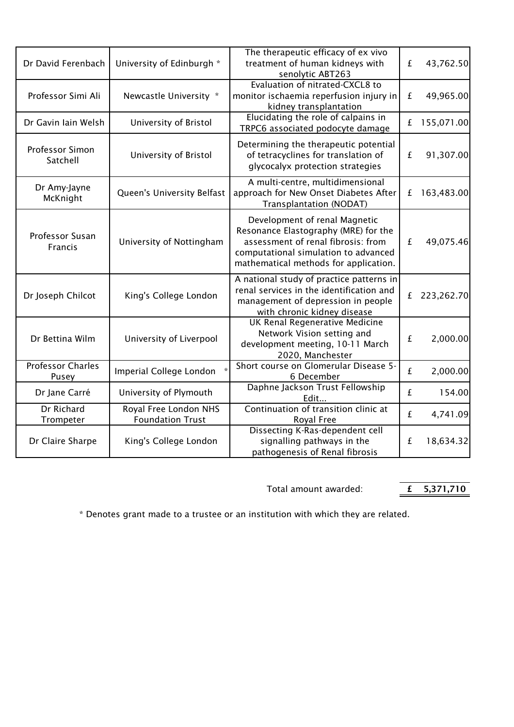| | | | |
|---|---|---|---|
| Dr David Ferenbach | University of Edinburgh * | The therapeutic efficacy of ex vivo treatment of human kidneys with senolytic ABT263 | £ 43,762.50 |
| Professor Simi Ali | Newcastle University * | Evaluation of nitrated-CXCL8 to monitor ischaemia reperfusion injury in kidney transplantation | £ 49,965.00 |
| Dr Gavin Iain Welsh | University of Bristol | Elucidating the role of calpains in TRPC6 associated podocyte damage | £ 155,071.00 |
| Professor Simon Satchell | University of Bristol | Determining the therapeutic potential of tetracyclines for translation of glycocalyx protection strategies | £ 91,307.00 |
| Dr Amy-Jayne McKnight | Queen's University Belfast | A multi-centre, multidimensional approach for New Onset Diabetes After Transplantation (NODAT) | £ 163,483.00 |
| Professor Susan Francis | University of Nottingham | Development of renal Magnetic Resonance Elastography (MRE) for the assessment of renal fibrosis: from computational simulation to advanced mathematical methods for application. | £ 49,075.46 |
| Dr Joseph Chilcot | King's College London | A national study of practice patterns in renal services in the identification and management of depression in people with chronic kidney disease | £ 223,262.70 |
| Dr Bettina Wilm | University of Liverpool | UK Renal Regenerative Medicine Network Vision setting and development meeting, 10-11 March 2020, Manchester | £ 2,000.00 |
| Professor Charles Pusey | Imperial College London * | Short course on Glomerular Disease 5-6 December | £ 2,000.00 |
| Dr Jane Carré | University of Plymouth | Daphne Jackson Trust Fellowship Edit... | £ 154.00 |
| Dr Richard Trompeter | Royal Free London NHS Foundation Trust | Continuation of transition clinic at Royal Free | £ 4,741.09 |
| Dr Claire Sharpe | King's College London | Dissecting K-Ras-dependent cell signalling pathways in the pathogenesis of Renal fibrosis | £ 18,634.32 |

Total amount awarded: **£ 5,371,710**

\* Denotes grant made to a trustee or an institution with which they are related.